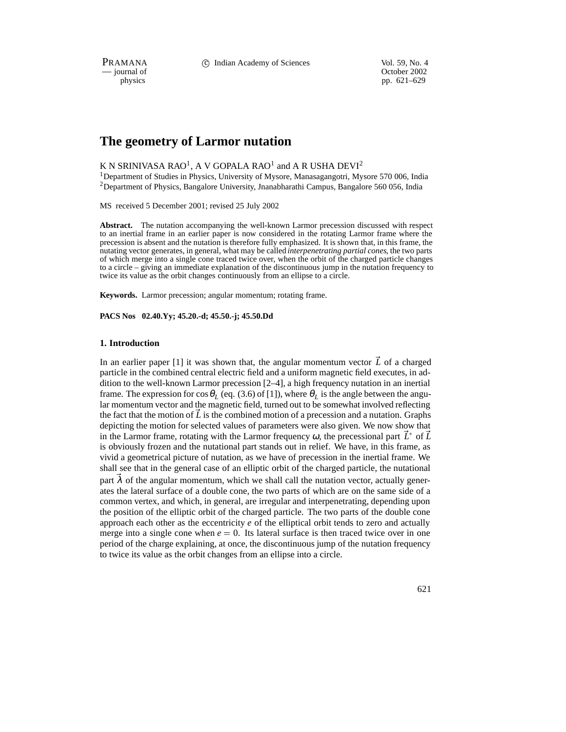# The geometry of Larmor nutation

K N SRINIVASA RAO[1], A V GOPALA RAO[1] and A R USHA DEVI[2]

[1]Department of Studies in Physics, University of Mysore, Manasagangotri, Mysore 570 006, India
[2]Department of Physics, Bangalore University, Jnanabharathi Campus, Bangalore 560 056, India

MS received 5 December 2001; revised 25 July 2002

**Abstract.** The nutation accompanying the well-known Larmor precession discussed with respect to an inertial frame in an earlier paper is now considered in the rotating Larmor frame where the precession is absent and the nutation is therefore fully emphasized. It is shown that, in this frame, the nutating vector generates, in general, what may be called *interpenetrating partial cones*, the two parts of which merge into a single cone traced twice over, when the orbit of the charged particle changes to a circle – giving an immediate explanation of the discontinuous jump in the nutation frequency to twice its value as the orbit changes continuously from an ellipse to a circle.

**Keywords.** Larmor precession; angular momentum; rotating frame.

**PACS Nos 02.40.Yy; 45.20.-d; 45.50.-j; 45.50.Dd**

## 1. Introduction

In an earlier paper [1] it was shown that, the angular momentum vector $\vec{L}$ of a charged particle in the combined central electric field and a uniform magnetic field executes, in addition to the well-known Larmor precession [2–4], a high frequency nutation in an inertial frame. The expression for $\cos\theta_L$ (eq. (3.6) of [1]), where $\theta_L$ is the angle between the angular momentum vector and the magnetic field, turned out to be somewhat involved reflecting the fact that the motion of $\vec{L}$ is the combined motion of a precession and a nutation. Graphs depicting the motion for selected values of parameters were also given. We now show that in the Larmor frame, rotating with the Larmor frequency $\omega$, the precessional part $\vec{L}^*$ of $\vec{L}$ is obviously frozen and the nutational part stands out in relief. We have, in this frame, as vivid a geometrical picture of nutation, as we have of precession in the inertial frame. We shall see that in the general case of an elliptic orbit of the charged particle, the nutational part $\vec{\lambda}$ of the angular momentum, which we shall call the nutation vector, actually generates the lateral surface of a double cone, the two parts of which are on the same side of a common vertex, and which, in general, are irregular and interpenetrating, depending upon the position of the elliptic orbit of the charged particle. The two parts of the double cone approach each other as the eccentricity $e$ of the elliptical orbit tends to zero and actually merge into a single cone when $e = 0$. Its lateral surface is then traced twice over in one period of the charge explaining, at once, the discontinuous jump of the nutation frequency to twice its value as the orbit changes from an ellipse into a circle.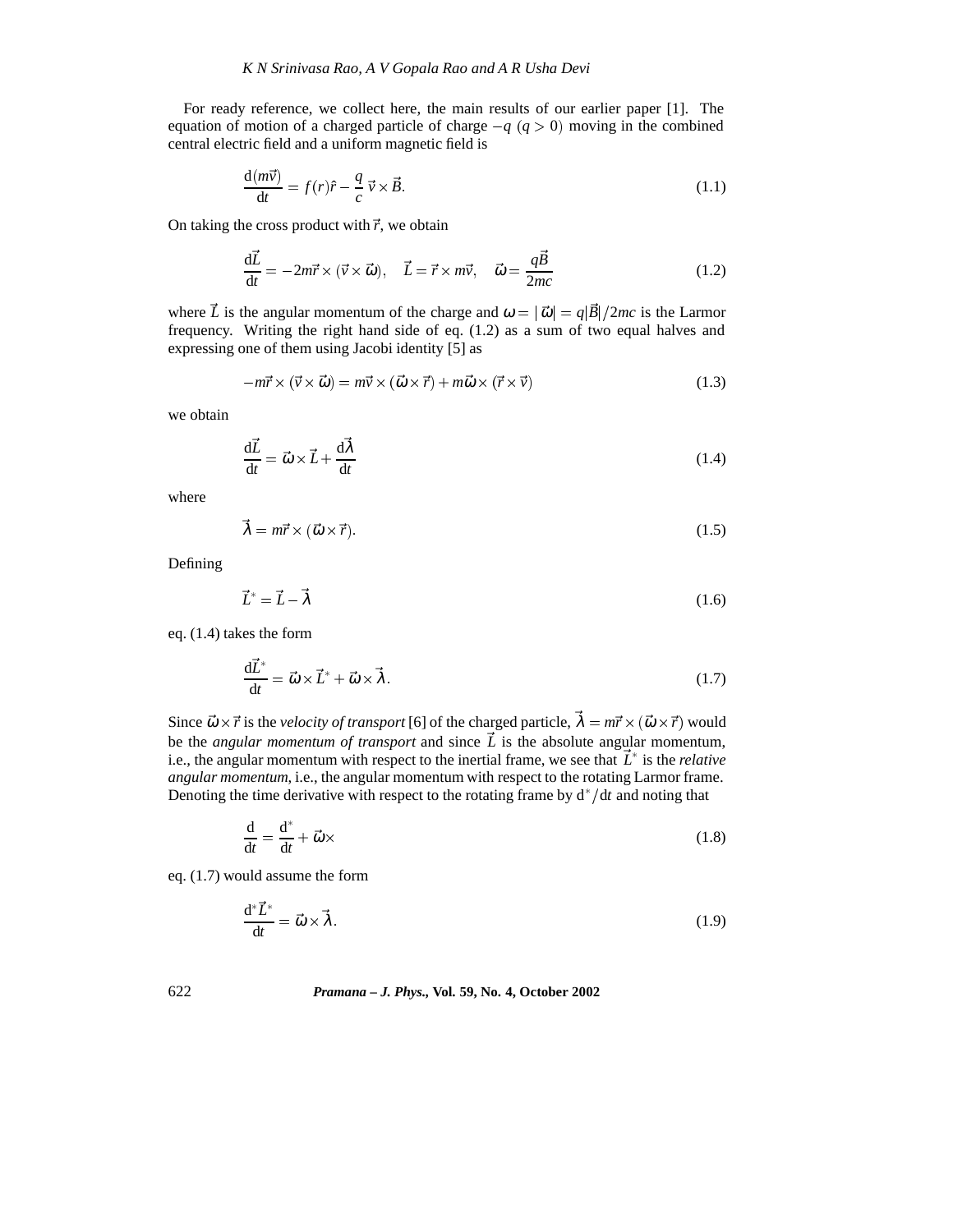For ready reference, we collect here, the main results of our earlier paper [1]. The equation of motion of a charged particle of charge $-q$ $(q > 0)$ moving in the combined central electric field and a uniform magnetic field is

$$\frac{\mathrm{d}(m\vec{v})}{\mathrm{d}t} = f(r)\hat{r} - \frac{q}{c}\,\vec{v}\times\vec{B}. \tag{1.1}$$

On taking the cross product with $\vec{r}$, we obtain

$$\frac{\mathrm{d}\vec{L}}{\mathrm{d}t} = -2m\vec{r}\times(\vec{v}\times\vec{\omega}), \quad \vec{L} = \vec{r}\times m\vec{v}, \quad \vec{\omega} = \frac{q\vec{B}}{2mc} \tag{1.2}$$

where $\vec{L}$ is the angular momentum of the charge and $\omega = |\vec{\omega}| = q|\vec{B}|/2mc$ is the Larmor frequency. Writing the right hand side of eq. (1.2) as a sum of two equal halves and expressing one of them using Jacobi identity [5] as

$$-m\vec{r}\times(\vec{v}\times\vec{\omega}) = m\vec{v}\times(\vec{\omega}\times\vec{r}) + m\vec{\omega}\times(\vec{r}\times\vec{v}) \tag{1.3}$$

we obtain

$$\frac{\mathrm{d}\vec{L}}{\mathrm{d}t} = \vec{\omega}\times\vec{L} + \frac{\mathrm{d}\vec{\lambda}}{\mathrm{d}t} \tag{1.4}$$

where

$$\vec{\lambda} = m\vec{r}\times(\vec{\omega}\times\vec{r}). \tag{1.5}$$

Defining

$$\vec{L}^* = \vec{L} - \vec{\lambda} \tag{1.6}$$

eq. (1.4) takes the form

$$\frac{\mathrm{d}\vec{L}^*}{\mathrm{d}t} = \vec{\omega}\times\vec{L}^* + \vec{\omega}\times\vec{\lambda}. \tag{1.7}$$

Since $\vec{\omega}\times\vec{r}$ is the *velocity of transport* [6] of the charged particle, $\vec{\lambda} = m\vec{r}\times(\vec{\omega}\times\vec{r})$ would be the *angular momentum of transport* and since $\vec{L}$ is the absolute angular momentum, i.e., the angular momentum with respect to the inertial frame, we see that $\vec{L}^*$ is the *relative angular momentum*, i.e., the angular momentum with respect to the rotating Larmor frame. Denoting the time derivative with respect to the rotating frame by $\mathrm{d}^*/\mathrm{d}t$ and noting that

$$\frac{\mathrm{d}}{\mathrm{d}t} = \frac{\mathrm{d}^*}{\mathrm{d}t} + \vec{\omega}\times \tag{1.8}$$

eq. (1.7) would assume the form

$$\frac{\mathrm{d}^*\vec{L}^*}{\mathrm{d}t} = \vec{\omega}\times\vec{\lambda}. \tag{1.9}$$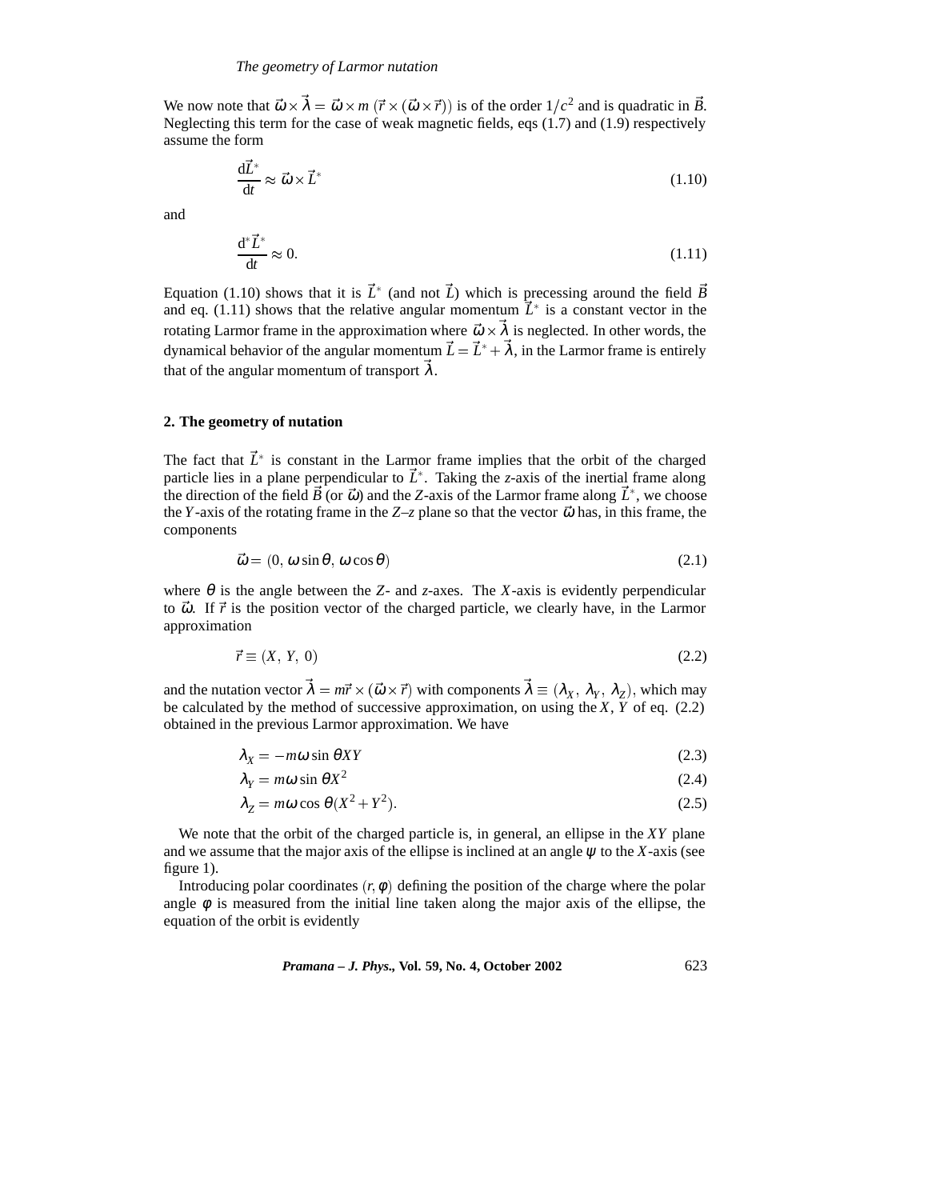We now note that $\vec{\omega} \times \vec{\lambda} = \vec{\omega} \times m\,(\vec{r} \times (\vec{\omega} \times \vec{r}))$ is of the order $1/c^2$ and is quadratic in $\vec{B}$. Neglecting this term for the case of weak magnetic fields, eqs (1.7) and (1.9) respectively assume the form

$$\frac{\mathrm{d}\vec{L}^*}{\mathrm{d}t} \approx \vec{\omega} \times \vec{L}^* \tag{1.10}$$

and

$$\frac{\mathrm{d}^*\vec{L}^*}{\mathrm{d}t} \approx 0. \tag{1.11}$$

Equation (1.10) shows that it is $\vec{L}^*$ (and not $\vec{L}$) which is precessing around the field $\vec{B}$ and eq. (1.11) shows that the relative angular momentum $\vec{L}^*$ is a constant vector in the rotating Larmor frame in the approximation where $\vec{\omega} \times \vec{\lambda}$ is neglected. In other words, the dynamical behavior of the angular momentum $\vec{L} = \vec{L}^* + \vec{\lambda}$, in the Larmor frame is entirely that of the angular momentum of transport $\vec{\lambda}$.

## 2. The geometry of nutation

The fact that $\vec{L}^*$ is constant in the Larmor frame implies that the orbit of the charged particle lies in a plane perpendicular to $\vec{L}^*$. Taking the $z$-axis of the inertial frame along the direction of the field $\vec{B}$ (or $\vec{\omega}$) and the $Z$-axis of the Larmor frame along $\vec{L}^*$, we choose the $Y$-axis of the rotating frame in the $Z$–$z$ plane so that the vector $\vec{\omega}$ has, in this frame, the components

$$\vec{\omega} = (0,\, \omega \sin\theta,\, \omega \cos\theta) \tag{2.1}$$

where $\theta$ is the angle between the $Z$- and $z$-axes. The $X$-axis is evidently perpendicular to $\vec{\omega}$. If $\vec{r}$ is the position vector of the charged particle, we clearly have, in the Larmor approximation

$$\vec{r} \equiv (X,\, Y,\, 0) \tag{2.2}$$

and the nutation vector $\vec{\lambda} = m\vec{r} \times (\vec{\omega} \times \vec{r})$ with components $\vec{\lambda} \equiv (\lambda_X,\, \lambda_Y,\, \lambda_Z)$, which may be calculated by the method of successive approximation, on using the $X$, $Y$ of eq. (2.2) obtained in the previous Larmor approximation. We have

$$\lambda_X = -m\omega \sin\theta XY \tag{2.3}$$

$$\lambda_Y = m\omega \sin\theta X^2 \tag{2.4}$$

$$\lambda_Z = m\omega \cos\theta (X^2 + Y^2). \tag{2.5}$$

We note that the orbit of the charged particle is, in general, an ellipse in the $XY$ plane and we assume that the major axis of the ellipse is inclined at an angle $\psi$ to the $X$-axis (see figure 1).

Introducing polar coordinates $(r, \phi)$ defining the position of the charge where the polar angle $\phi$ is measured from the initial line taken along the major axis of the ellipse, the equation of the orbit is evidently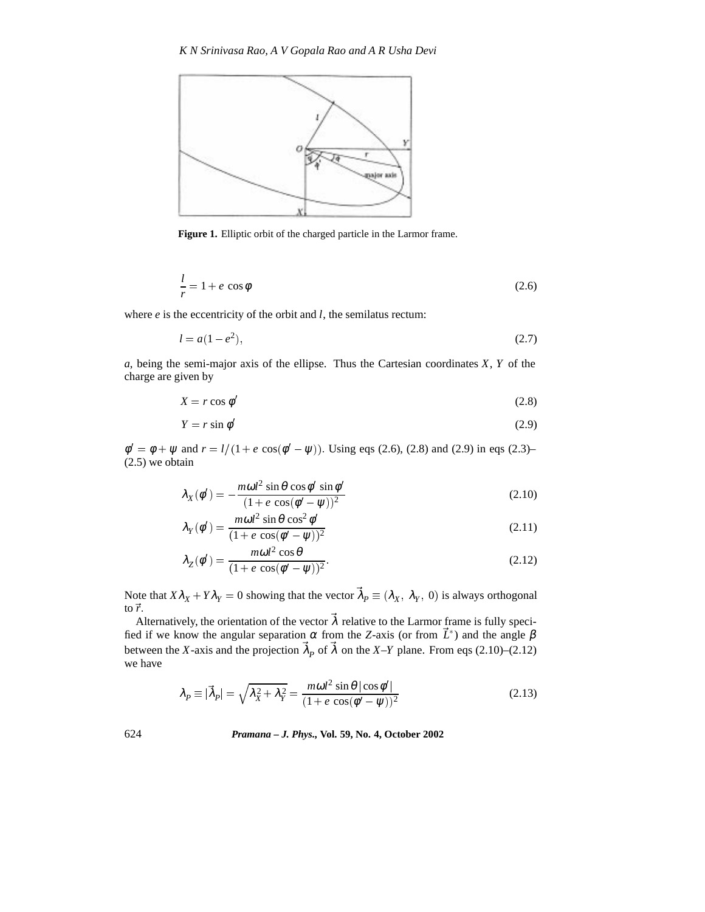**Figure 1.** Elliptic orbit of the charged particle in the Larmor frame.

$$\frac{l}{r} = 1 + e\,\cos\phi \tag{2.6}$$

where $e$ is the eccentricity of the orbit and $l$, the semilatus rectum:

$$l = a(1-e^2), \tag{2.7}$$

$a$, being the semi-major axis of the ellipse. Thus the Cartesian coordinates $X$, $Y$ of the charge are given by

$$X = r\cos\phi' \tag{2.8}$$

$$Y = r\sin\phi' \tag{2.9}$$

$\phi' = \phi + \psi$ and $r = l/(1 + e\,\cos(\phi' - \psi))$. Using eqs (2.6), (2.8) and (2.9) in eqs (2.3)–(2.5) we obtain

$$\lambda_X(\phi') = -\frac{m\omega l^2 \sin\theta\cos\phi'\,\sin\phi'}{(1 + e\,\cos(\phi' - \psi))^2} \tag{2.10}$$

$$\lambda_Y(\phi') = \frac{m\omega l^2 \sin\theta\cos^2\phi'}{(1 + e\,\cos(\phi' - \psi))^2} \tag{2.11}$$

$$\lambda_Z(\phi') = \frac{m\omega l^2 \cos\theta}{(1 + e\,\cos(\phi' - \psi))^2}. \tag{2.12}$$

Note that $X\lambda_X + Y\lambda_Y = 0$ showing that the vector $\vec{\lambda}_P \equiv (\lambda_X,\ \lambda_Y,\ 0)$ is always orthogonal to $\vec{r}$.

Alternatively, the orientation of the vector $\vec{\lambda}$ relative to the Larmor frame is fully specified if we know the angular separation $\alpha$ from the $Z$-axis (or from $\vec{L}^*$) and the angle $\beta$ between the $X$-axis and the projection $\vec{\lambda}_P$ of $\vec{\lambda}$ on the $X$–$Y$ plane. From eqs (2.10)–(2.12) we have

$$\lambda_P \equiv |\vec{\lambda}_P| = \sqrt{\lambda_X^2 + \lambda_Y^2} = \frac{m\omega l^2 \sin\theta\,|\cos\phi'|}{(1 + e\,\cos(\phi' - \psi))^2} \tag{2.13}$$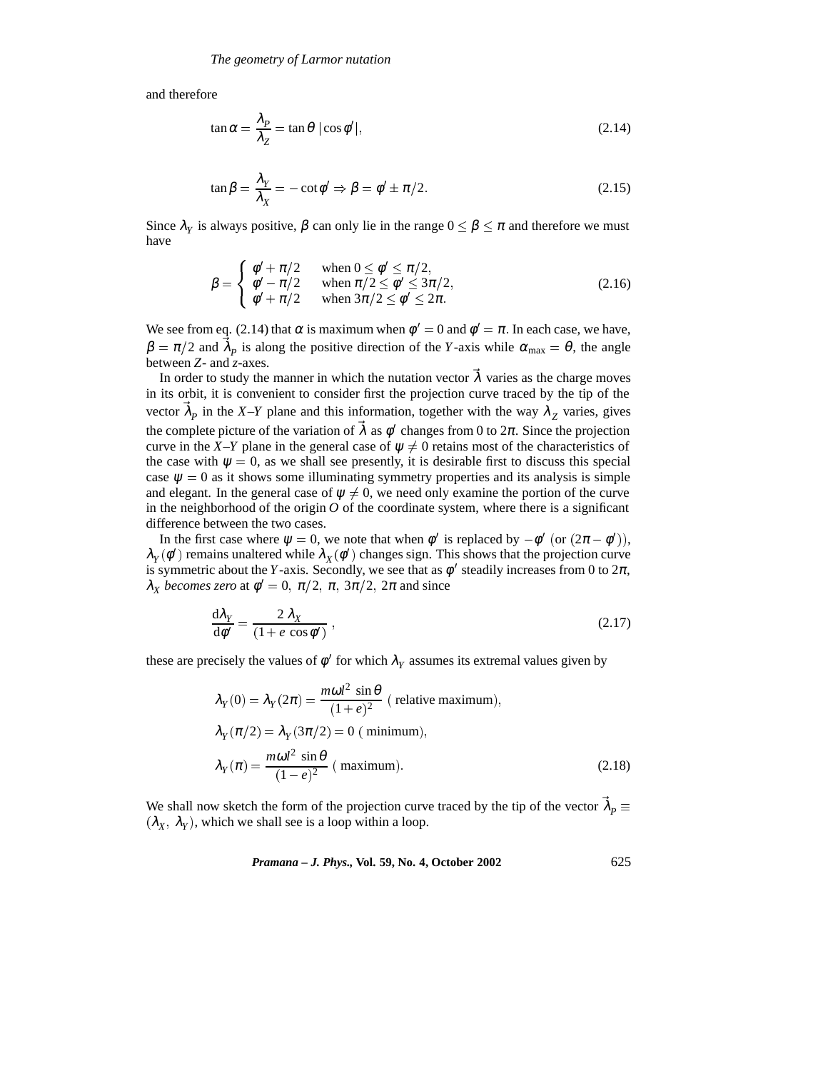and therefore

$$\tan\alpha = \frac{\lambda_P}{\lambda_Z} = \tan\theta\,|\cos\phi'|, \tag{2.14}$$

$$\tan\beta = \frac{\lambda_Y}{\lambda_X} = -\cot\phi' \Rightarrow \beta = \phi' \pm \pi/2. \tag{2.15}$$

Since $\lambda_Y$ is always positive, $\beta$ can only lie in the range $0 \le \beta \le \pi$ and therefore we must have

$$\beta = \begin{cases} \phi' + \pi/2 & \text{when } 0 \le \phi' \le \pi/2, \\ \phi' - \pi/2 & \text{when } \pi/2 \le \phi' \le 3\pi/2, \\ \phi' + \pi/2 & \text{when } 3\pi/2 \le \phi' \le 2\pi. \end{cases} \tag{2.16}$$

We see from eq. (2.14) that $\alpha$ is maximum when $\phi' = 0$ and $\phi' = \pi$. In each case, we have, $\beta = \pi/2$ and $\vec{\lambda}_P$ is along the positive direction of the $Y$-axis while $\alpha_{\max} = \theta$, the angle between $Z$- and $z$-axes.

In order to study the manner in which the nutation vector $\vec{\lambda}$ varies as the charge moves in its orbit, it is convenient to consider first the projection curve traced by the tip of the vector $\vec{\lambda}_P$ in the $X$–$Y$ plane and this information, together with the way $\lambda_Z$ varies, gives the complete picture of the variation of $\vec{\lambda}$ as $\phi'$ changes from 0 to $2\pi$. Since the projection curve in the $X$–$Y$ plane in the general case of $\psi \neq 0$ retains most of the characteristics of the case with $\psi = 0$, as we shall see presently, it is desirable first to discuss this special case $\psi = 0$ as it shows some illuminating symmetry properties and its analysis is simple and elegant. In the general case of $\psi \neq 0$, we need only examine the portion of the curve in the neighborhood of the origin $O$ of the coordinate system, where there is a significant difference between the two cases.

In the first case where $\psi = 0$, we note that when $\phi'$ is replaced by $-\phi'$ (or $(2\pi - \phi')$), $\lambda_Y(\phi')$ remains unaltered while $\lambda_X(\phi')$ changes sign. This shows that the projection curve is symmetric about the $Y$-axis. Secondly, we see that as $\phi'$ steadily increases from 0 to $2\pi$, $\lambda_X$ *becomes zero* at $\phi' = 0,\ \pi/2,\ \pi,\ 3\pi/2,\ 2\pi$ and since

$$\frac{\mathrm{d}\lambda_Y}{\mathrm{d}\phi'} = \frac{2\,\lambda_X}{(1 + e\,\cos\phi')}\,, \tag{2.17}$$

these are precisely the values of $\phi'$ for which $\lambda_Y$ assumes its extremal values given by

$$\begin{aligned} \lambda_Y(0) = \lambda_Y(2\pi) &= \frac{m\omega l^2\,\sin\theta}{(1+e)^2}\ \text{( relative maximum)}, \\ \lambda_Y(\pi/2) = \lambda_Y(3\pi/2) &= 0\ \text{( minimum)}, \\ \lambda_Y(\pi) &= \frac{m\omega l^2\,\sin\theta}{(1-e)^2}\ \text{( maximum)}. \end{aligned} \tag{2.18}$$

We shall now sketch the form of the projection curve traced by the tip of the vector $\vec{\lambda}_P \equiv (\lambda_X,\ \lambda_Y)$, which we shall see is a loop within a loop.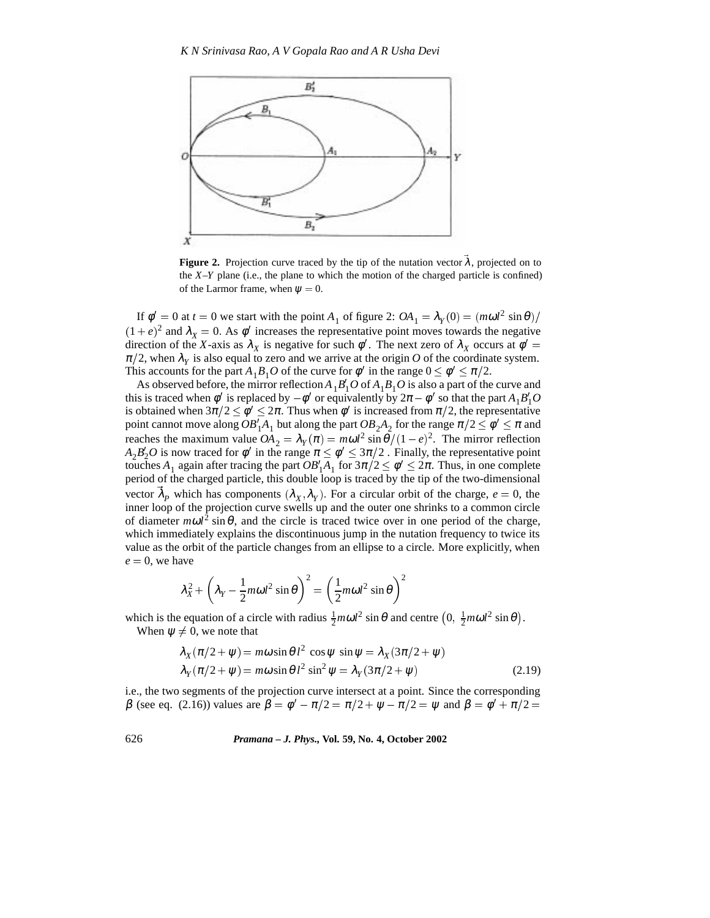**Figure 2.** Projection curve traced by the tip of the nutation vector $\vec{\lambda}$, projected on to the $X$–$Y$ plane (i.e., the plane to which the motion of the charged particle is confined) of the Larmor frame, when $\psi = 0$.

If $\phi' = 0$ at $t = 0$ we start with the point $A_1$ of figure 2: $OA_1 = \lambda_Y(0) = (m\omega l^2 \sin\theta)/(1+e)^2$ and $\lambda_X = 0$. As $\phi'$ increases the representative point moves towards the negative direction of the $X$-axis as $\lambda_X$ is negative for such $\phi'$. The next zero of $\lambda_X$ occurs at $\phi' = \pi/2$, when $\lambda_Y$ is also equal to zero and we arrive at the origin $O$ of the coordinate system. This accounts for the part $A_1 B_1 O$ of the curve for $\phi'$ in the range $0 \leq \phi' \leq \pi/2$.

As observed before, the mirror reflection $A_1 B_1' O$ of $A_1 B_1 O$ is also a part of the curve and this is traced when $\phi'$ is replaced by $-\phi'$ or equivalently by $2\pi - \phi'$ so that the part $A_1 B_1' O$ is obtained when $3\pi/2 \leq \phi' \leq 2\pi$. Thus when $\phi'$ is increased from $\pi/2$, the representative point cannot move along $OB_1' A_1$ but along the part $OB_2 A_2$ for the range $\pi/2 \leq \phi' \leq \pi$ and reaches the maximum value $OA_2 = \lambda_Y(\pi) = m\omega l^2 \sin\theta/(1-e)^2$. The mirror reflection $A_2 B_2' O$ is now traced for $\phi'$ in the range $\pi \leq \phi' \leq 3\pi/2$. Finally, the representative point touches $A_1$ again after tracing the part $OB_1' A_1$ for $3\pi/2 \leq \phi' \leq 2\pi$. Thus, in one complete period of the charged particle, this double loop is traced by the tip of the two-dimensional vector $\vec{\lambda}_P$ which has components $(\lambda_X, \lambda_Y)$. For a circular orbit of the charge, $e = 0$, the inner loop of the projection curve swells up and the outer one shrinks to a common circle of diameter $m\omega l^2 \sin\theta$, and the circle is traced twice over in one period of the charge, which immediately explains the discontinuous jump in the nutation frequency to twice its value as the orbit of the particle changes from an ellipse to a circle. More explicitly, when $e = 0$, we have

$$\lambda_X^2 + \left(\lambda_Y - \frac{1}{2} m\omega l^2 \sin\theta\right)^2 = \left(\frac{1}{2} m\omega l^2 \sin\theta\right)^2$$

which is the equation of a circle with radius $\frac{1}{2} m\omega l^2 \sin\theta$ and centre $\left(0,\ \frac{1}{2} m\omega l^2 \sin\theta\right)$.

When $\psi \neq 0$, we note that

$$\begin{aligned}
\lambda_X(\pi/2 + \psi) &= m\omega \sin\theta\, l^2 \cos\psi\, \sin\psi = \lambda_X(3\pi/2 + \psi) \\
\lambda_Y(\pi/2 + \psi) &= m\omega \sin\theta\, l^2 \sin^2\psi = \lambda_Y(3\pi/2 + \psi)
\end{aligned} \tag{2.19}$$

i.e., the two segments of the projection curve intersect at a point. Since the corresponding $\beta$ (see eq. (2.16)) values are $\beta = \phi' - \pi/2 = \pi/2 + \psi - \pi/2 = \psi$ and $\beta = \phi' + \pi/2 =$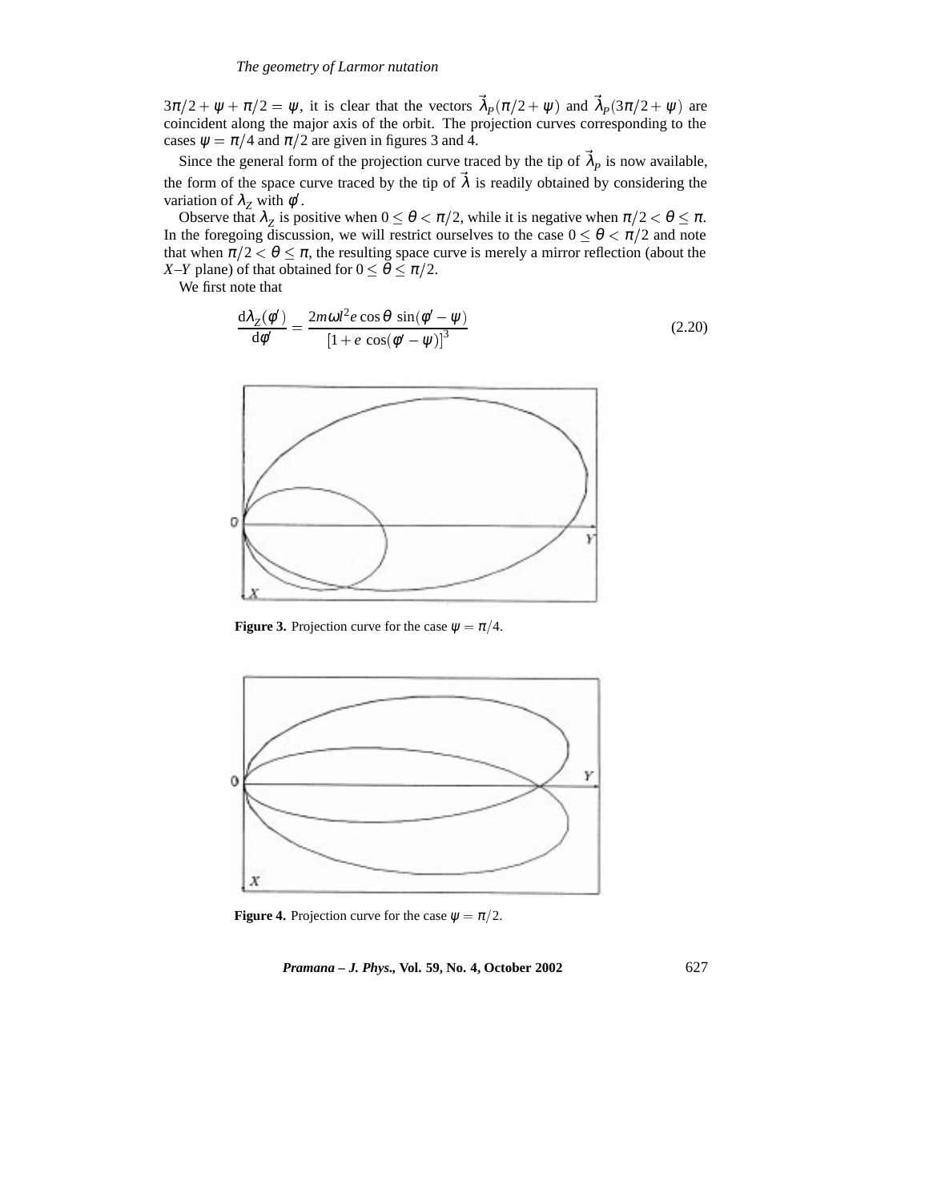$3\pi/2 + \psi + \pi/2 = \psi$, it is clear that the vectors $\vec{\lambda}_P(\pi/2 + \psi)$ and $\vec{\lambda}_P(3\pi/2 + \psi)$ are coincident along the major axis of the orbit. The projection curves corresponding to the cases $\psi = \pi/4$ and $\pi/2$ are given in figures 3 and 4.

Since the general form of the projection curve traced by the tip of $\vec{\lambda}_P$ is now available, the form of the space curve traced by the tip of $\vec{\lambda}$ is readily obtained by considering the variation of $\lambda_Z$ with $\phi'$.

Observe that $\lambda_Z$ is positive when $0 \leq \theta < \pi/2$, while it is negative when $\pi/2 < \theta \leq \pi$. In the foregoing discussion, we will restrict ourselves to the case $0 \leq \theta < \pi/2$ and note that when $\pi/2 < \theta \leq \pi$, the resulting space curve is merely a mirror reflection (about the $X$–$Y$ plane) of that obtained for $0 \leq \theta \leq \pi/2$.

We first note that

$$\frac{\mathrm{d}\lambda_Z(\phi')}{\mathrm{d}\phi'} = \frac{2m\omega l^2 e \cos\theta \, \sin(\phi' - \psi)}{[1 + e\, \cos(\phi' - \psi)]^3} \tag{2.20}$$

**Figure 3.** Projection curve for the case $\psi = \pi/4$.

**Figure 4.** Projection curve for the case $\psi = \pi/2$.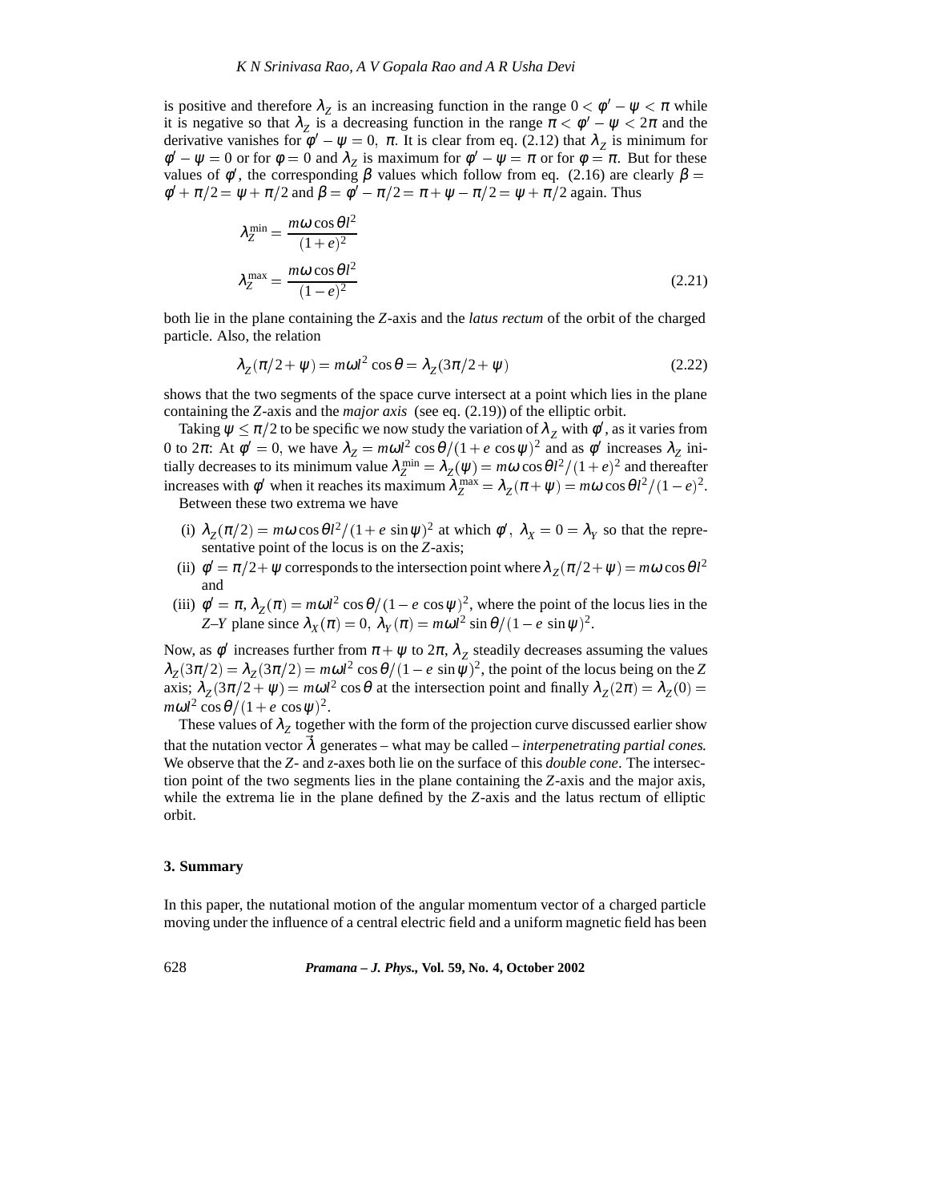is positive and therefore $\lambda_Z$ is an increasing function in the range $0 < \phi' - \psi < \pi$ while it is negative so that $\lambda_Z$ is a decreasing function in the range $\pi < \phi' - \psi < 2\pi$ and the derivative vanishes for $\phi' - \psi = 0,\ \pi$. It is clear from eq. (2.12) that $\lambda_Z$ is minimum for $\phi' - \psi = 0$ or for $\phi = 0$ and $\lambda_Z$ is maximum for $\phi' - \psi = \pi$ or for $\phi = \pi$. But for these values of $\phi'$, the corresponding $\beta$ values which follow from eq. (2.16) are clearly $\beta = \phi' + \pi/2 = \psi + \pi/2$ and $\beta = \phi' - \pi/2 = \pi + \psi - \pi/2 = \psi + \pi/2$ again. Thus

$$
\begin{aligned}
\lambda_Z^{\min} &= \frac{m\omega \cos\theta l^2}{(1+e)^2} \\
\lambda_Z^{\max} &= \frac{m\omega \cos\theta l^2}{(1-e)^2}
\end{aligned}
\tag{2.21}
$$

both lie in the plane containing the $Z$-axis and the *latus rectum* of the orbit of the charged particle. Also, the relation

$$
\lambda_Z(\pi/2 + \psi) = m\omega l^2 \cos\theta = \lambda_Z(3\pi/2 + \psi) \tag{2.22}
$$

shows that the two segments of the space curve intersect at a point which lies in the plane containing the $Z$-axis and the *major axis* (see eq. (2.19)) of the elliptic orbit.

Taking $\psi \leq \pi/2$ to be specific we now study the variation of $\lambda_Z$ with $\phi'$, as it varies from 0 to $2\pi$: At $\phi' = 0$, we have $\lambda_Z = m\omega l^2 \cos\theta/(1 + e\cos\psi)^2$ and as $\phi'$ increases $\lambda_Z$ initially decreases to its minimum value $\lambda_Z^{\min} = \lambda_Z(\psi) = m\omega\cos\theta l^2/(1+e)^2$ and thereafter increases with $\phi'$ when it reaches its maximum $\lambda_Z^{\max} = \lambda_Z(\pi + \psi) = m\omega\cos\theta l^2/(1-e)^2$.

Between these two extrema we have

(i) $\lambda_Z(\pi/2) = m\omega\cos\theta l^2/(1 + e\sin\psi)^2$ at which $\phi'$, $\lambda_X = 0 = \lambda_Y$ so that the representative point of the locus is on the $Z$-axis;

(ii) $\phi' = \pi/2 + \psi$ corresponds to the intersection point where $\lambda_Z(\pi/2+\psi) = m\omega\cos\theta l^2$ and

(iii) $\phi' = \pi$, $\lambda_Z(\pi) = m\omega l^2\cos\theta/(1 - e\cos\psi)^2$, where the point of the locus lies in the $Z$–$Y$ plane since $\lambda_X(\pi) = 0$, $\lambda_Y(\pi) = m\omega l^2 \sin\theta/(1 - e\sin\psi)^2$.

Now, as $\phi'$ increases further from $\pi + \psi$ to $2\pi$, $\lambda_Z$ steadily decreases assuming the values $\lambda_Z(3\pi/2) = \lambda_Z(3\pi/2) = m\omega l^2\cos\theta/(1 - e\sin\psi)^2$, the point of the locus being on the $Z$ axis; $\lambda_Z(3\pi/2 + \psi) = m\omega l^2\cos\theta$ at the intersection point and finally $\lambda_Z(2\pi) = \lambda_Z(0) = m\omega l^2\cos\theta/(1 + e\cos\psi)^2$.

These values of $\lambda_Z$ together with the form of the projection curve discussed earlier show that the nutation vector $\vec{\lambda}$ generates – what may be called – *interpenetrating partial cones.* We observe that the $Z$- and $z$-axes both lie on the surface of this *double cone*. The intersection point of the two segments lies in the plane containing the $Z$-axis and the major axis, while the extrema lie in the plane defined by the $Z$-axis and the latus rectum of elliptic orbit.

## 3. Summary

In this paper, the nutational motion of the angular momentum vector of a charged particle moving under the influence of a central electric field and a uniform magnetic field has been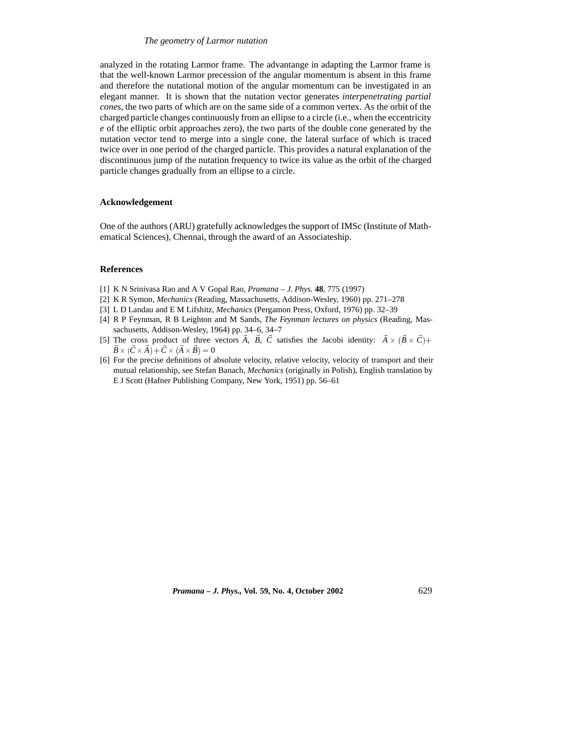analyzed in the rotating Larmor frame. The advantange in adapting the Larmor frame is that the well-known Larmor precession of the angular momentum is absent in this frame and therefore the nutational motion of the angular momentum can be investigated in an elegant manner. It is shown that the nutation vector generates *interpenetrating partial cones*, the two parts of which are on the same side of a common vertex. As the orbit of the charged particle changes continuously from an ellipse to a circle (i.e., when the eccentricity $e$ of the elliptic orbit approaches zero), the two parts of the double cone generated by the nutation vector tend to merge into a single cone, the lateral surface of which is traced twice over in one period of the charged particle. This provides a natural explanation of the discontinuous jump of the nutation frequency to twice its value as the orbit of the charged particle changes gradually from an ellipse to a circle.

## Acknowledgement

One of the authors (ARU) gratefully acknowledges the support of IMSc (Institute of Mathematical Sciences), Chennai, through the award of an Associateship.

## References

[1] K N Srinivasa Rao and A V Gopal Rao, *Pramana – J. Phys.* **48**, 775 (1997)

[2] K R Symon, *Mechanics* (Reading, Massachusetts, Addison-Wesley, 1960) pp. 271–278

[3] L D Landau and E M Lifshitz, *Mechanics* (Pergamon Press, Oxford, 1976) pp. 32–39

[4] R P Feynman, R B Leighton and M Sands, *The Feynman lectures on physics* (Reading, Massachusetts, Addison-Wesley, 1964) pp. 34–6, 34–7

[5] The cross product of three vectors $\vec{A}$, $\vec{B}$, $\vec{C}$ satisfies the Jacobi identity: $\vec{A}\times(\vec{B}\times\vec{C})+\vec{B}\times(\vec{C}\times\vec{A})+\vec{C}\times(\vec{A}\times\vec{B})=0$

[6] For the precise definitions of absolute velocity, relative velocity, velocity of transport and their mutual relationship, see Stefan Banach, *Mechanics* (originally in Polish), English translation by E J Scott (Hafner Publishing Company, New York, 1951) pp. 56–61